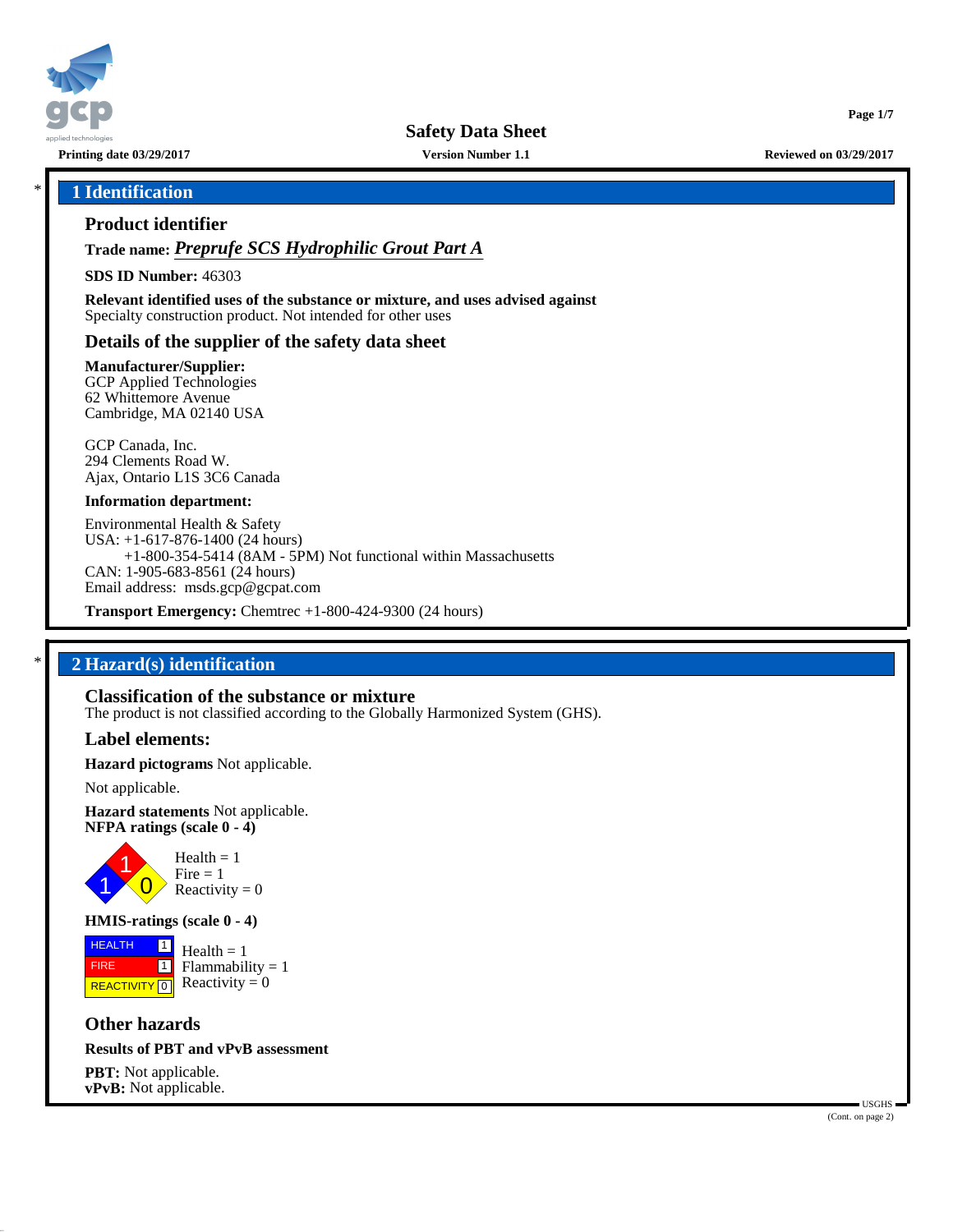# Safety Data Sheet

**Printing date 03/29/2017** | **Version Number 1.1** | **Reviewed on 03/29/2017**

## * 1 Identification

### Product identifier

**Trade name:** ***Preprufe SCS Hydrophilic Grout Part A***

**SDS ID Number:** 46303

**Relevant identified uses of the substance or mixture, and uses advised against**
Specialty construction product. Not intended for other uses

### Details of the supplier of the safety data sheet

**Manufacturer/Supplier:**
GCP Applied Technologies
62 Whittemore Avenue
Cambridge, MA 02140 USA

GCP Canada, Inc.
294 Clements Road W.
Ajax, Ontario L1S 3C6 Canada

**Information department:**

Environmental Health & Safety
USA: +1-617-876-1400 (24 hours)
+1-800-354-5414 (8AM - 5PM) Not functional within Massachusetts
CAN: 1-905-683-8561 (24 hours)
Email address: msds.gcp@gcpat.com

**Transport Emergency:** Chemtrec +1-800-424-9300 (24 hours)

## * 2 Hazard(s) identification

### Classification of the substance or mixture

The product is not classified according to the Globally Harmonized System (GHS).

### Label elements:

**Hazard pictograms** Not applicable.

Not applicable.

**Hazard statements** Not applicable.

**NFPA ratings (scale 0 - 4)**

Health = 1
Fire = 1
Reactivity = 0

**HMIS-ratings (scale 0 - 4)**

| | | |
|---|---|---|
| HEALTH | 1 | Health = 1 |
| FIRE | 1 | Flammability = 1 |
| REACTIVITY | 0 | Reactivity = 0 |

### Other hazards

**Results of PBT and vPvB assessment**

**PBT:** Not applicable.
**vPvB:** Not applicable.

(Cont. on page 2)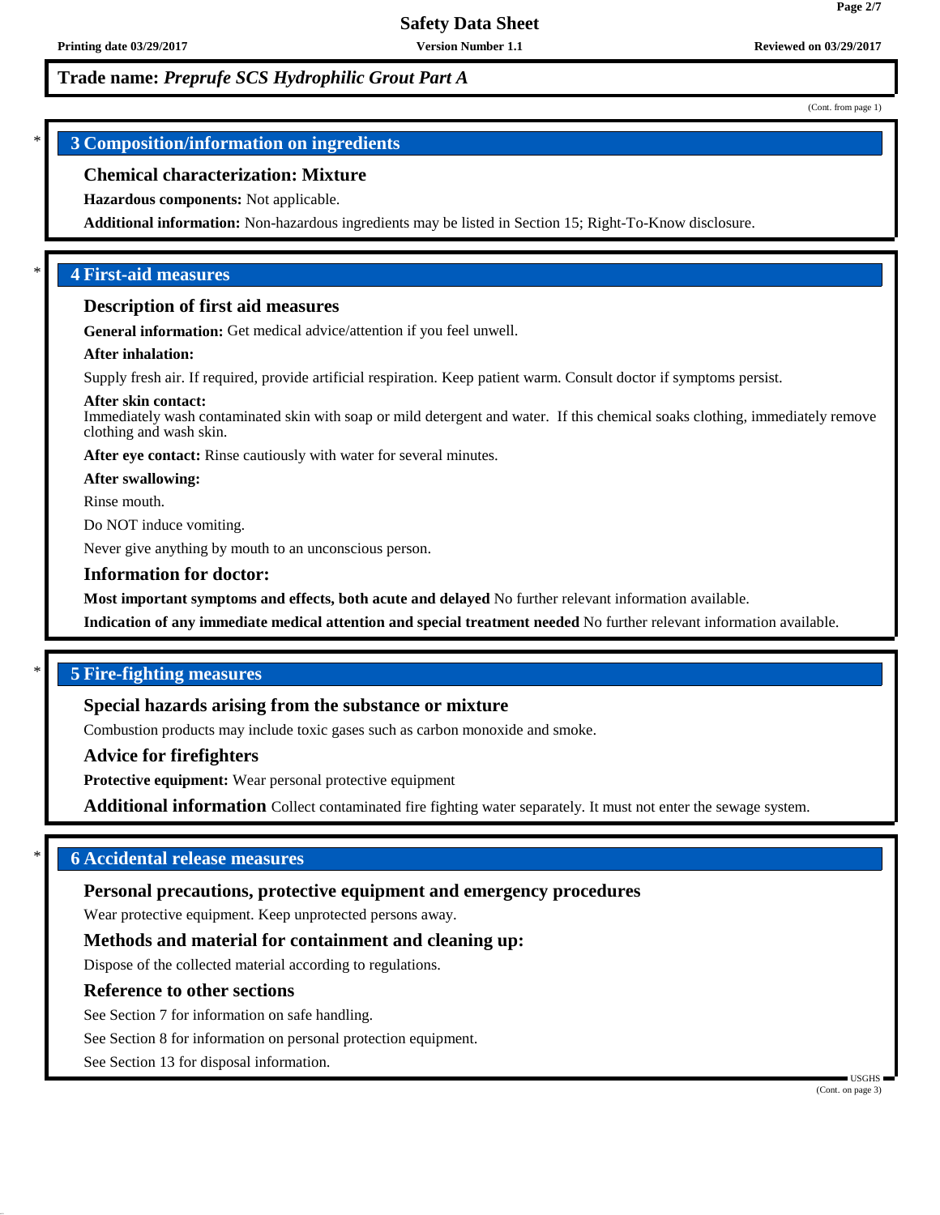**Trade name:** ***Preprufe SCS Hydrophilic Grout Part A***

(Cont. from page 1)

## 3 Composition/information on ingredients

### Chemical characterization: Mixture

**Hazardous components:** Not applicable.

**Additional information:** Non-hazardous ingredients may be listed in Section 15; Right-To-Know disclosure.

## 4 First-aid measures

### Description of first aid measures

**General information:** Get medical advice/attention if you feel unwell.

**After inhalation:**

Supply fresh air. If required, provide artificial respiration. Keep patient warm. Consult doctor if symptoms persist.

**After skin contact:**
Immediately wash contaminated skin with soap or mild detergent and water. If this chemical soaks clothing, immediately remove clothing and wash skin.

**After eye contact:** Rinse cautiously with water for several minutes.

**After swallowing:**

Rinse mouth.

Do NOT induce vomiting.

Never give anything by mouth to an unconscious person.

### Information for doctor:

**Most important symptoms and effects, both acute and delayed** No further relevant information available.

**Indication of any immediate medical attention and special treatment needed** No further relevant information available.

## 5 Fire-fighting measures

### Special hazards arising from the substance or mixture

Combustion products may include toxic gases such as carbon monoxide and smoke.

### Advice for firefighters

**Protective equipment:** Wear personal protective equipment

**Additional information** Collect contaminated fire fighting water separately. It must not enter the sewage system.

## 6 Accidental release measures

### Personal precautions, protective equipment and emergency procedures

Wear protective equipment. Keep unprotected persons away.

### Methods and material for containment and cleaning up:

Dispose of the collected material according to regulations.

### Reference to other sections

See Section 7 for information on safe handling.

See Section 8 for information on personal protection equipment.

See Section 13 for disposal information.

(Cont. on page 3)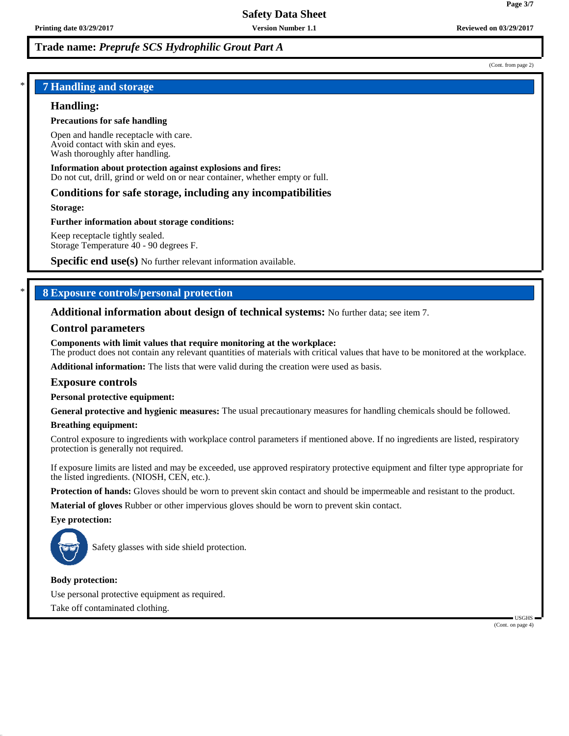## 7 Handling and storage

### Handling:

**Precautions for safe handling**

Open and handle receptacle with care.
Avoid contact with skin and eyes.
Wash thoroughly after handling.

**Information about protection against explosions and fires:**
Do not cut, drill, grind or weld on or near container, whether empty or full.

### Conditions for safe storage, including any incompatibilities

**Storage:**

**Further information about storage conditions:**

Keep receptacle tightly sealed.
Storage Temperature 40 - 90 degrees F.

**Specific end use(s)** No further relevant information available.

## 8 Exposure controls/personal protection

**Additional information about design of technical systems:** No further data; see item 7.

### Control parameters

**Components with limit values that require monitoring at the workplace:**
The product does not contain any relevant quantities of materials with critical values that have to be monitored at the workplace.

**Additional information:** The lists that were valid during the creation were used as basis.

### Exposure controls

**Personal protective equipment:**

**General protective and hygienic measures:** The usual precautionary measures for handling chemicals should be followed.

**Breathing equipment:**

Control exposure to ingredients with workplace control parameters if mentioned above. If no ingredients are listed, respiratory protection is generally not required.

If exposure limits are listed and may be exceeded, use approved respiratory protective equipment and filter type appropriate for the listed ingredients. (NIOSH, CEN, etc.).

**Protection of hands:** Gloves should be worn to prevent skin contact and should be impermeable and resistant to the product.

**Material of gloves** Rubber or other impervious gloves should be worn to prevent skin contact.

**Eye protection:**

Safety glasses with side shield protection.

**Body protection:**

Use personal protective equipment as required.

Take off contaminated clothing.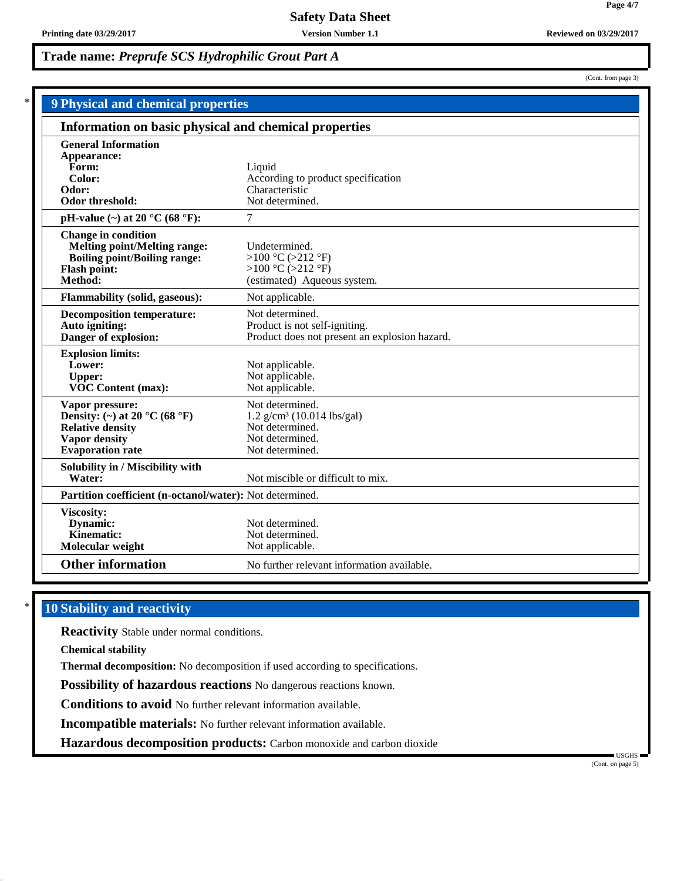**Trade name:** ***Preprufe SCS Hydrophilic Grout Part A***

(Cont. from page 3)

## 9 Physical and chemical properties

### Information on basic physical and chemical properties

| | |
|---|---|
| **General Information** | |
| **Appearance:** | |
| **Form:** | Liquid |
| **Color:** | According to product specification |
| **Odor:** | Characteristic |
| **Odor threshold:** | Not determined. |
| **pH-value (~) at 20 °C (68 °F):** | 7 |
| **Change in condition** | |
| **Melting point/Melting range:** | Undetermined. |
| **Boiling point/Boiling range:** | >100 °C (>212 °F) |
| **Flash point:** | >100 °C (>212 °F) |
| **Method:** | (estimated) Aqueous system. |
| **Flammability (solid, gaseous):** | Not applicable. |
| **Decomposition temperature:** | Not determined. |
| **Auto igniting:** | Product is not self-igniting. |
| **Danger of explosion:** | Product does not present an explosion hazard. |
| **Explosion limits:** | |
| **Lower:** | Not applicable. |
| **Upper:** | Not applicable. |
| **VOC Content (max):** | Not applicable. |
| **Vapor pressure:** | Not determined. |
| **Density: (~) at 20 °C (68 °F)** | 1.2 g/cm³ (10.014 lbs/gal) |
| **Relative density** | Not determined. |
| **Vapor density** | Not determined. |
| **Evaporation rate** | Not determined. |
| **Solubility in / Miscibility with** | |
| **Water:** | Not miscible or difficult to mix. |
| **Partition coefficient (n-octanol/water):** | Not determined. |
| **Viscosity:** | |
| **Dynamic:** | Not determined. |
| **Kinematic:** | Not determined. |
| **Molecular weight** | Not applicable. |
| **Other information** | No further relevant information available. |

## 10 Stability and reactivity

**Reactivity** Stable under normal conditions.

**Chemical stability**

**Thermal decomposition:** No decomposition if used according to specifications.

**Possibility of hazardous reactions** No dangerous reactions known.

**Conditions to avoid** No further relevant information available.

**Incompatible materials:** No further relevant information available.

**Hazardous decomposition products:** Carbon monoxide and carbon dioxide

(Cont. on page 5)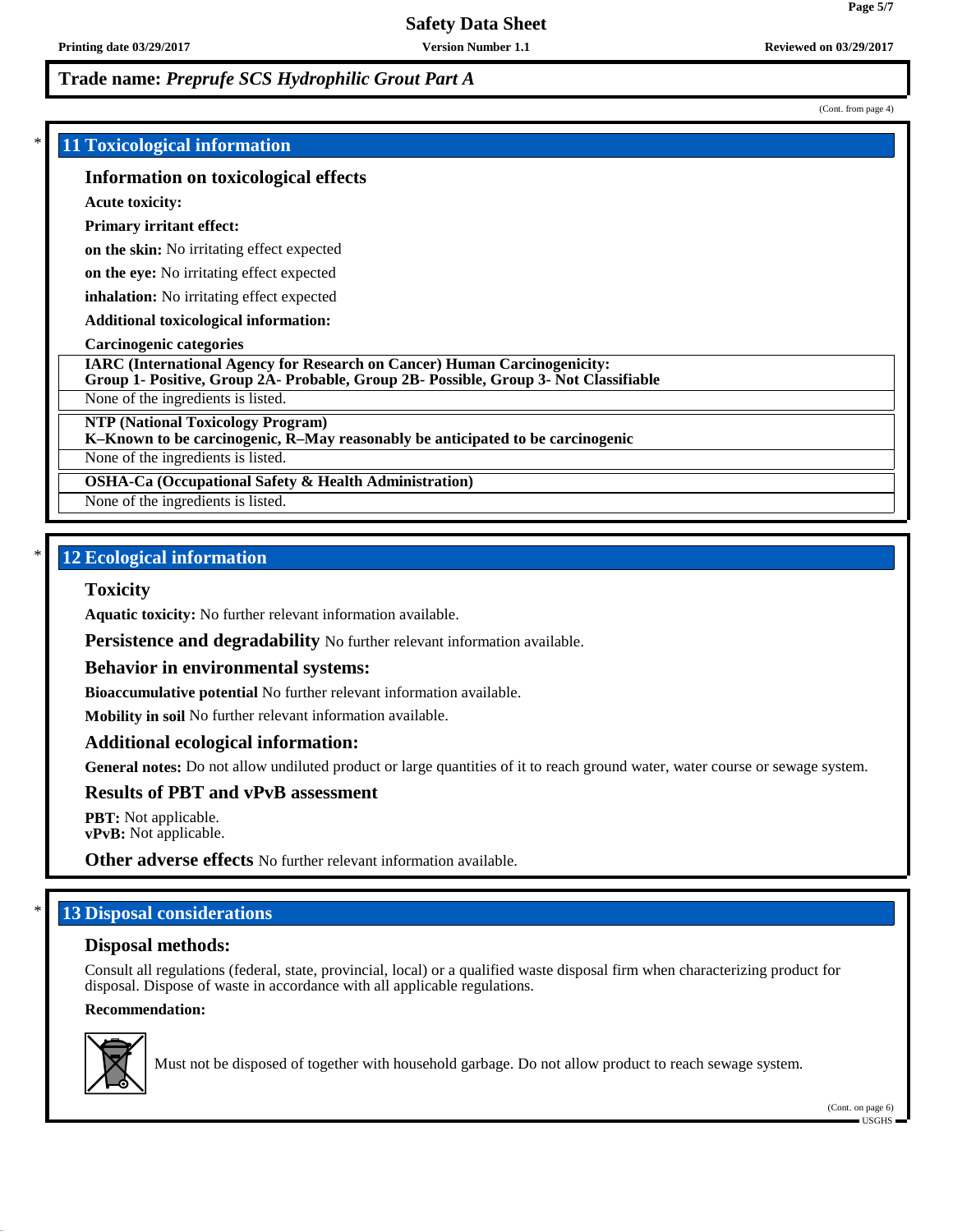**Trade name: *Preprufe SCS Hydrophilic Grout Part A***

(Cont. from page 4)

## 11 Toxicological information

### Information on toxicological effects

**Acute toxicity:**

**Primary irritant effect:**

**on the skin:** No irritating effect expected

**on the eye:** No irritating effect expected

**inhalation:** No irritating effect expected

**Additional toxicological information:**

**Carcinogenic categories**

**IARC (International Agency for Research on Cancer) Human Carcinogenicity:**
**Group 1- Positive, Group 2A- Probable, Group 2B- Possible, Group 3- Not Classifiable**

None of the ingredients is listed.

**NTP (National Toxicology Program)**
**K–Known to be carcinogenic, R–May reasonably be anticipated to be carcinogenic**

None of the ingredients is listed.

**OSHA-Ca (Occupational Safety & Health Administration)**

None of the ingredients is listed.

## 12 Ecological information

### Toxicity

**Aquatic toxicity:** No further relevant information available.

**Persistence and degradability** No further relevant information available.

### Behavior in environmental systems:

**Bioaccumulative potential** No further relevant information available.

**Mobility in soil** No further relevant information available.

### Additional ecological information:

**General notes:** Do not allow undiluted product or large quantities of it to reach ground water, water course or sewage system.

### Results of PBT and vPvB assessment

**PBT:** Not applicable.
**vPvB:** Not applicable.

**Other adverse effects** No further relevant information available.

## 13 Disposal considerations

### Disposal methods:

Consult all regulations (federal, state, provincial, local) or a qualified waste disposal firm when characterizing product for disposal. Dispose of waste in accordance with all applicable regulations.

**Recommendation:**

Must not be disposed of together with household garbage. Do not allow product to reach sewage system.

(Cont. on page 6)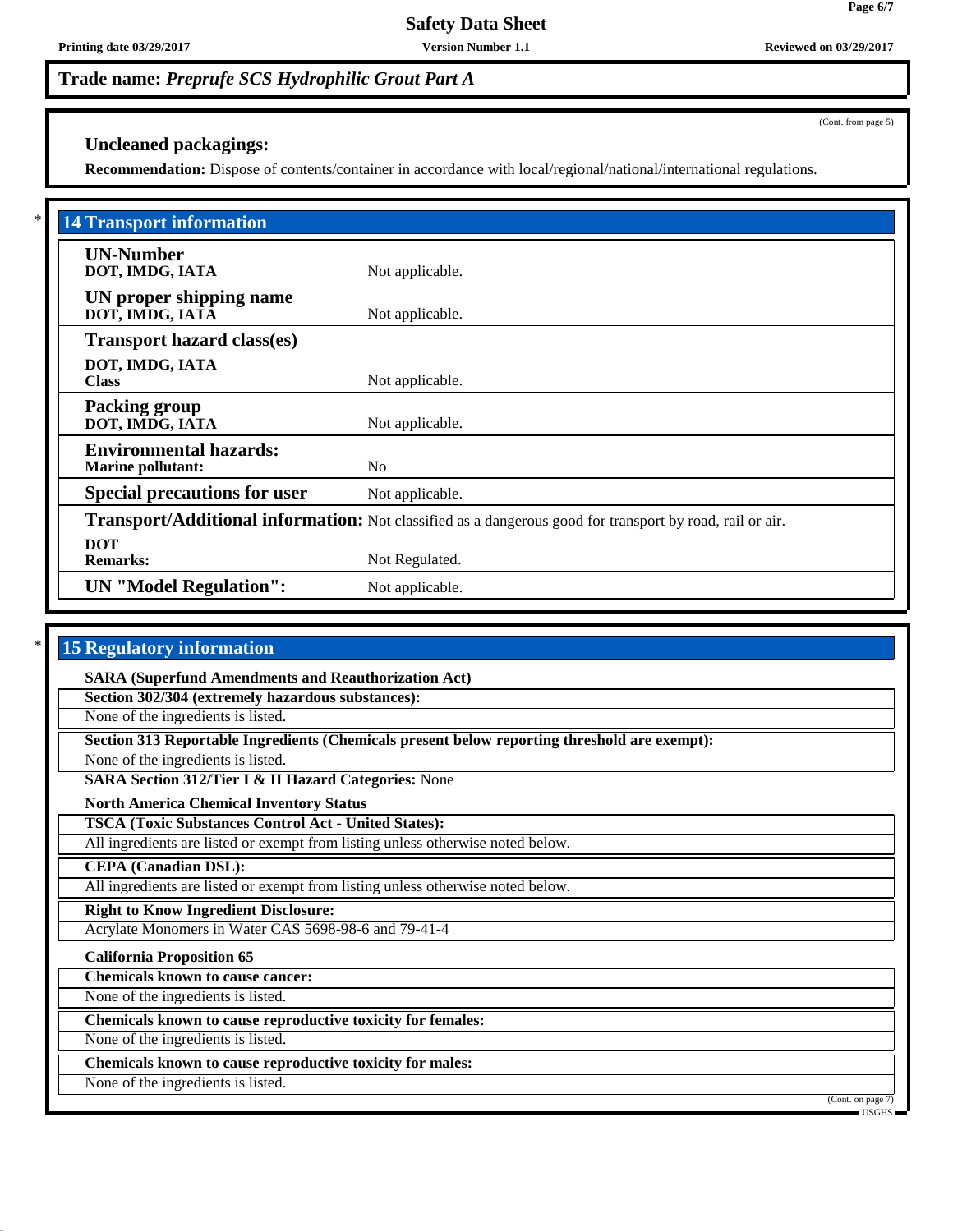**Trade name:** ***Preprufe SCS Hydrophilic Grout Part A***

(Cont. from page 5)

### Uncleaned packagings:

**Recommendation:** Dispose of contents/container in accordance with local/regional/national/international regulations.

## * 14 Transport information

| | |
|---|---|
| **UN-Number**<br>**DOT, IMDG, IATA** | Not applicable. |
| **UN proper shipping name**<br>**DOT, IMDG, IATA** | Not applicable. |
| **Transport hazard class(es)**<br>**DOT, IMDG, IATA**<br>**Class** | Not applicable. |
| **Packing group**<br>**DOT, IMDG, IATA** | Not applicable. |
| **Environmental hazards:**<br>**Marine pollutant:** | No |
| **Special precautions for user** | Not applicable. |
| **Transport/Additional information:** | Not classified as a dangerous good for transport by road, rail or air. |
| **DOT**<br>**Remarks:** | Not Regulated. |
| **UN "Model Regulation":** | Not applicable. |

## * 15 Regulatory information

**SARA (Superfund Amendments and Reauthorization Act)**

**Section 302/304 (extremely hazardous substances):**

None of the ingredients is listed.

**Section 313 Reportable Ingredients (Chemicals present below reporting threshold are exempt):**

None of the ingredients is listed.

**SARA Section 312/Tier I & II Hazard Categories:** None

**North America Chemical Inventory Status**

**TSCA (Toxic Substances Control Act - United States):**

All ingredients are listed or exempt from listing unless otherwise noted below.

**CEPA (Canadian DSL):**

All ingredients are listed or exempt from listing unless otherwise noted below.

**Right to Know Ingredient Disclosure:**

Acrylate Monomers in Water CAS 5698-98-6 and 79-41-4

**California Proposition 65**

**Chemicals known to cause cancer:**

None of the ingredients is listed.

**Chemicals known to cause reproductive toxicity for females:**

None of the ingredients is listed.

**Chemicals known to cause reproductive toxicity for males:**

None of the ingredients is listed.

(Cont. on page 7)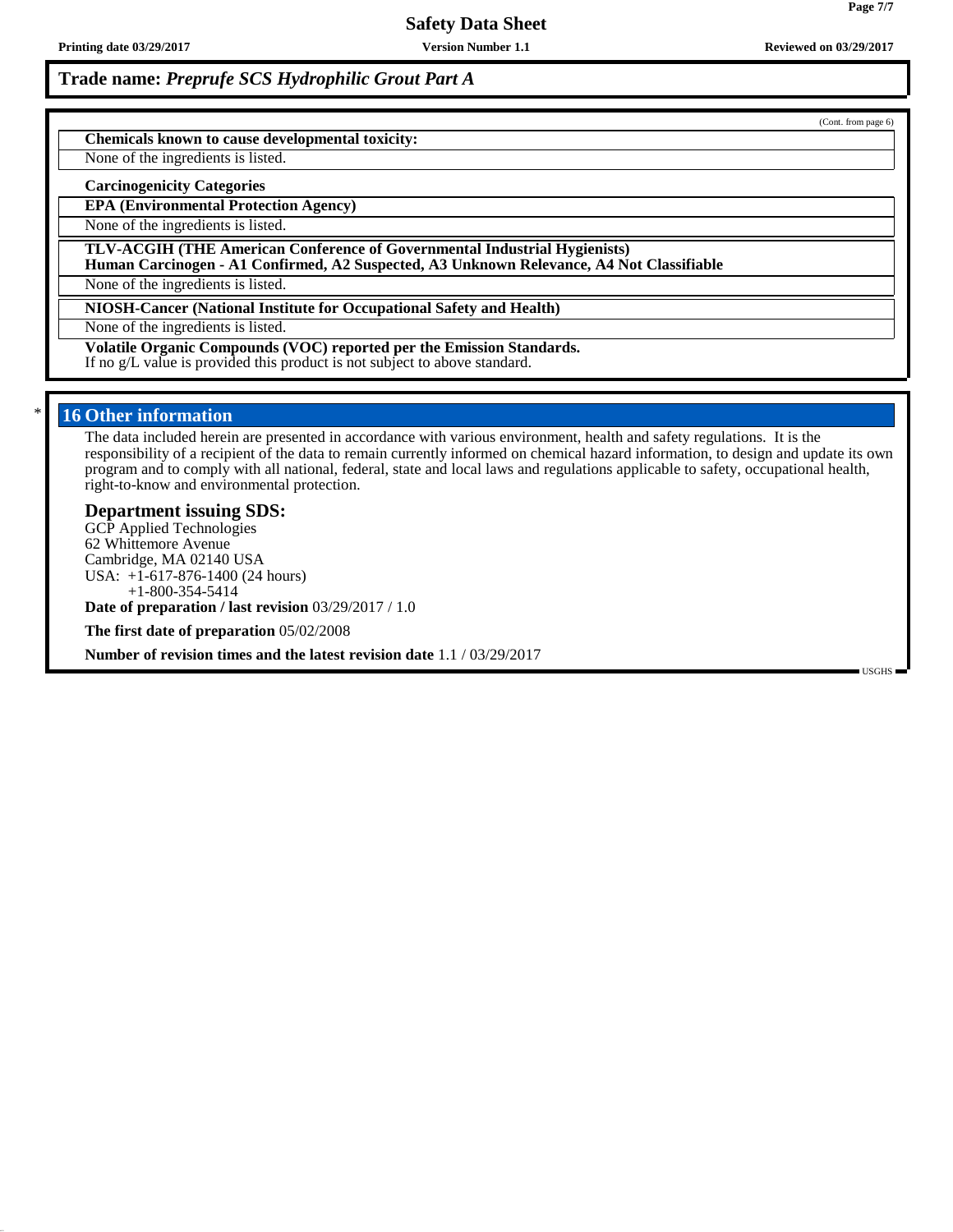**Trade name: *Preprufe SCS Hydrophilic Grout Part A***

(Cont. from page 6)

**Chemicals known to cause developmental toxicity:**

None of the ingredients is listed.

**Carcinogenicity Categories**

**EPA (Environmental Protection Agency)**

None of the ingredients is listed.

**TLV-ACGIH (THE American Conference of Governmental Industrial Hygienists)**
**Human Carcinogen - A1 Confirmed, A2 Suspected, A3 Unknown Relevance, A4 Not Classifiable**

None of the ingredients is listed.

**NIOSH-Cancer (National Institute for Occupational Safety and Health)**

None of the ingredients is listed.

**Volatile Organic Compounds (VOC) reported per the Emission Standards.**
If no g/L value is provided this product is not subject to above standard.

## * 16 Other information

The data included herein are presented in accordance with various environment, health and safety regulations. It is the responsibility of a recipient of the data to remain currently informed on chemical hazard information, to design and update its own program and to comply with all national, federal, state and local laws and regulations applicable to safety, occupational health, right-to-know and environmental protection.

### Department issuing SDS:

GCP Applied Technologies
62 Whittemore Avenue
Cambridge, MA 02140 USA
USA: +1-617-876-1400 (24 hours)
+1-800-354-5414

**Date of preparation / last revision** 03/29/2017 / 1.0

**The first date of preparation** 05/02/2008

**Number of revision times and the latest revision date** 1.1 / 03/29/2017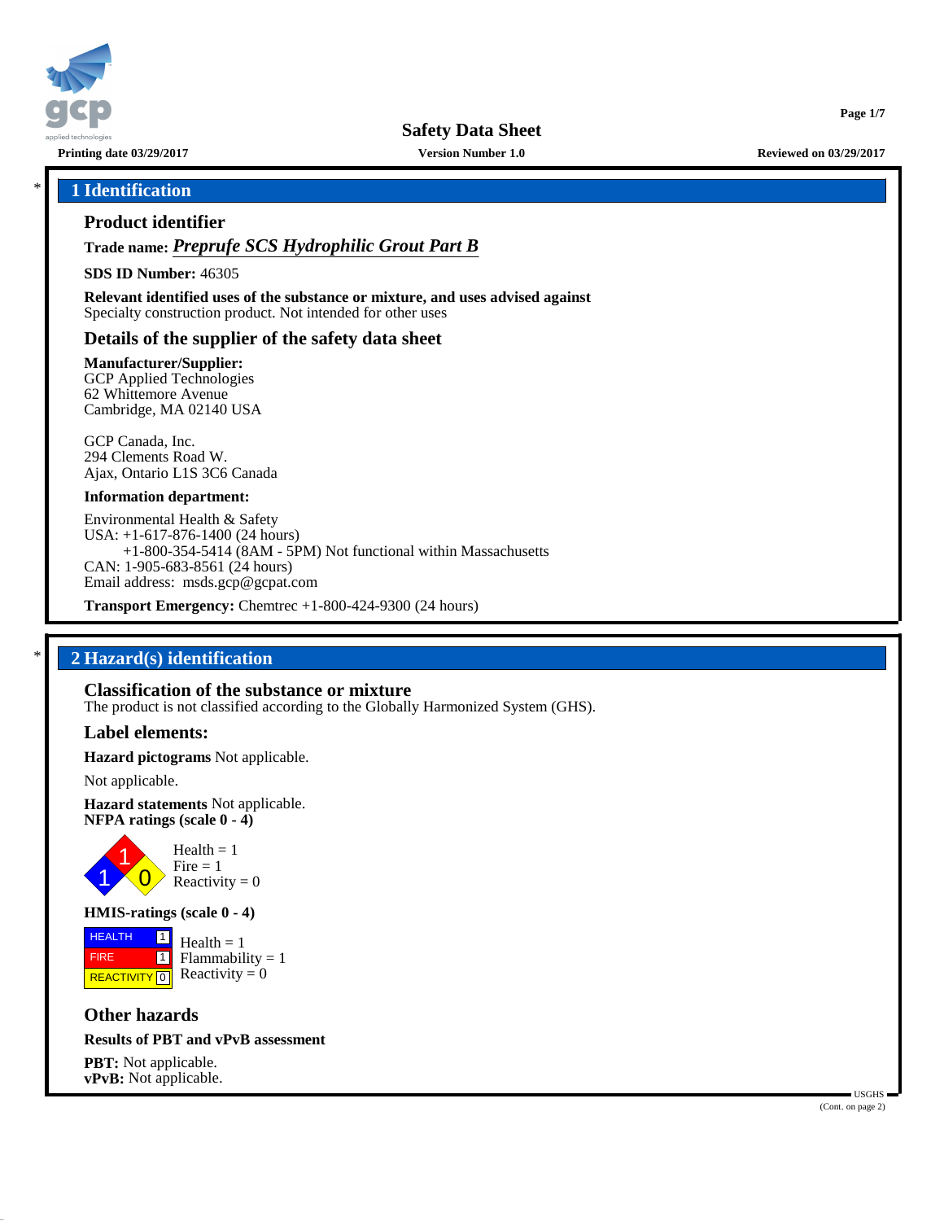# Safety Data Sheet

**Printing date 03/29/2017** **Version Number 1.0** **Reviewed on 03/29/2017**

## 1 Identification

### Product identifier

**Trade name:** ***Preprufe SCS Hydrophilic Grout Part B***

**SDS ID Number:** 46305

**Relevant identified uses of the substance or mixture, and uses advised against**
Specialty construction product. Not intended for other uses

### Details of the supplier of the safety data sheet

**Manufacturer/Supplier:**
GCP Applied Technologies
62 Whittemore Avenue
Cambridge, MA 02140 USA

GCP Canada, Inc.
294 Clements Road W.
Ajax, Ontario L1S 3C6 Canada

**Information department:**

Environmental Health & Safety
USA: +1-617-876-1400 (24 hours)
+1-800-354-5414 (8AM - 5PM) Not functional within Massachusetts
CAN: 1-905-683-8561 (24 hours)
Email address: msds.gcp@gcpat.com

**Transport Emergency:** Chemtrec +1-800-424-9300 (24 hours)

## 2 Hazard(s) identification

### Classification of the substance or mixture

The product is not classified according to the Globally Harmonized System (GHS).

### Label elements:

**Hazard pictograms** Not applicable.

Not applicable.

**Hazard statements** Not applicable.

**NFPA ratings (scale 0 - 4)**

Health = 1
Fire = 1
Reactivity = 0

**HMIS-ratings (scale 0 - 4)**

| | |
|---|---|
| HEALTH | 1 |
| FIRE | 1 |
| REACTIVITY | 0 |

Health = 1
Flammability = 1
Reactivity = 0

### Other hazards

**Results of PBT and vPvB assessment**

**PBT:** Not applicable.
**vPvB:** Not applicable.

(Cont. on page 2)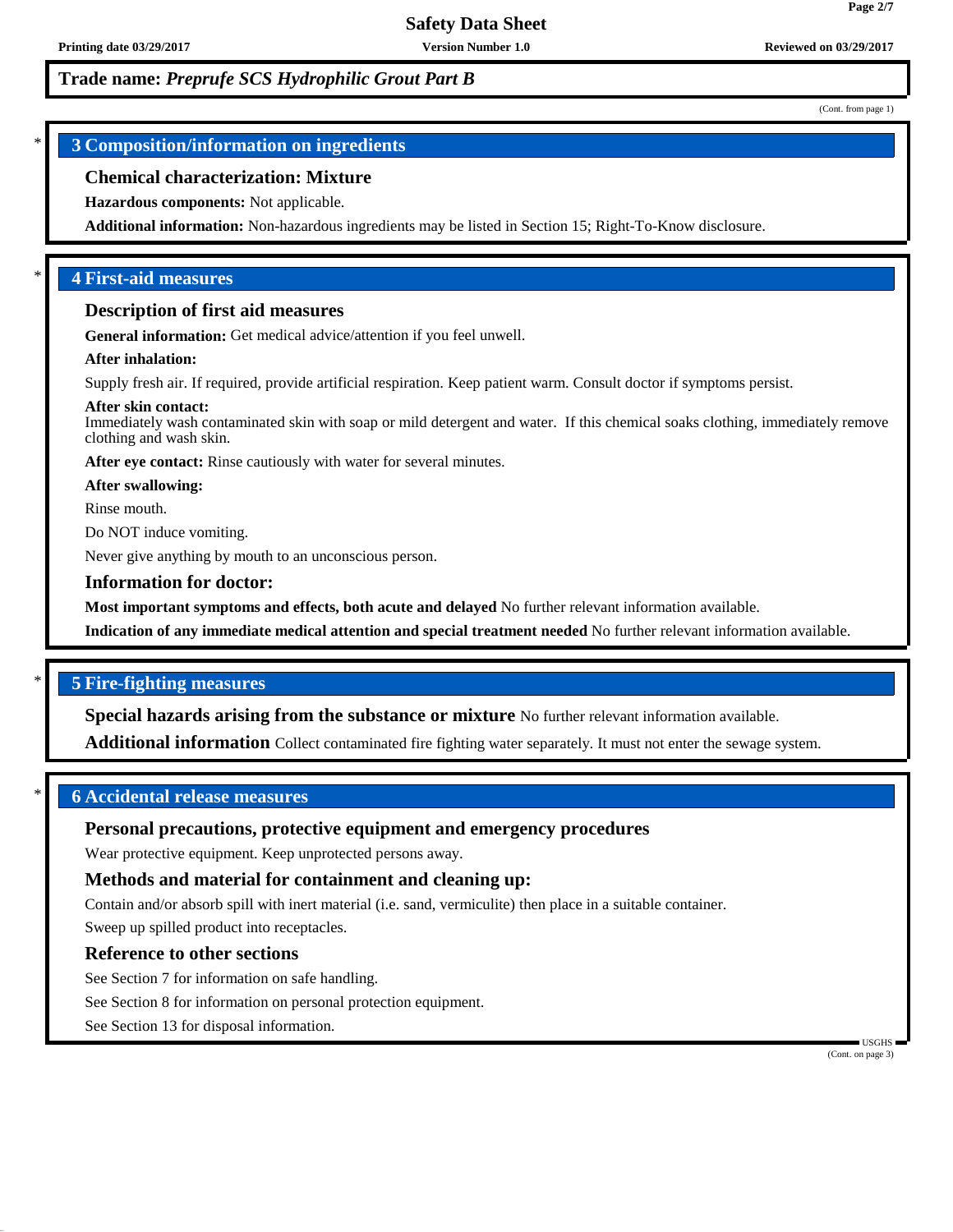**Trade name: *Preprufe SCS Hydrophilic Grout Part B***

(Cont. from page 1)

## 3 Composition/information on ingredients

### Chemical characterization: Mixture

**Hazardous components:** Not applicable.

**Additional information:** Non-hazardous ingredients may be listed in Section 15; Right-To-Know disclosure.

## 4 First-aid measures

### Description of first aid measures

**General information:** Get medical advice/attention if you feel unwell.

**After inhalation:**

Supply fresh air. If required, provide artificial respiration. Keep patient warm. Consult doctor if symptoms persist.

**After skin contact:**
Immediately wash contaminated skin with soap or mild detergent and water. If this chemical soaks clothing, immediately remove clothing and wash skin.

**After eye contact:** Rinse cautiously with water for several minutes.

**After swallowing:**

Rinse mouth.

Do NOT induce vomiting.

Never give anything by mouth to an unconscious person.

### Information for doctor:

**Most important symptoms and effects, both acute and delayed** No further relevant information available.

**Indication of any immediate medical attention and special treatment needed** No further relevant information available.

## 5 Fire-fighting measures

**Special hazards arising from the substance or mixture** No further relevant information available.

**Additional information** Collect contaminated fire fighting water separately. It must not enter the sewage system.

## 6 Accidental release measures

### Personal precautions, protective equipment and emergency procedures

Wear protective equipment. Keep unprotected persons away.

### Methods and material for containment and cleaning up:

Contain and/or absorb spill with inert material (i.e. sand, vermiculite) then place in a suitable container.

Sweep up spilled product into receptacles.

### Reference to other sections

See Section 7 for information on safe handling.

See Section 8 for information on personal protection equipment.

See Section 13 for disposal information.

(Cont. on page 3)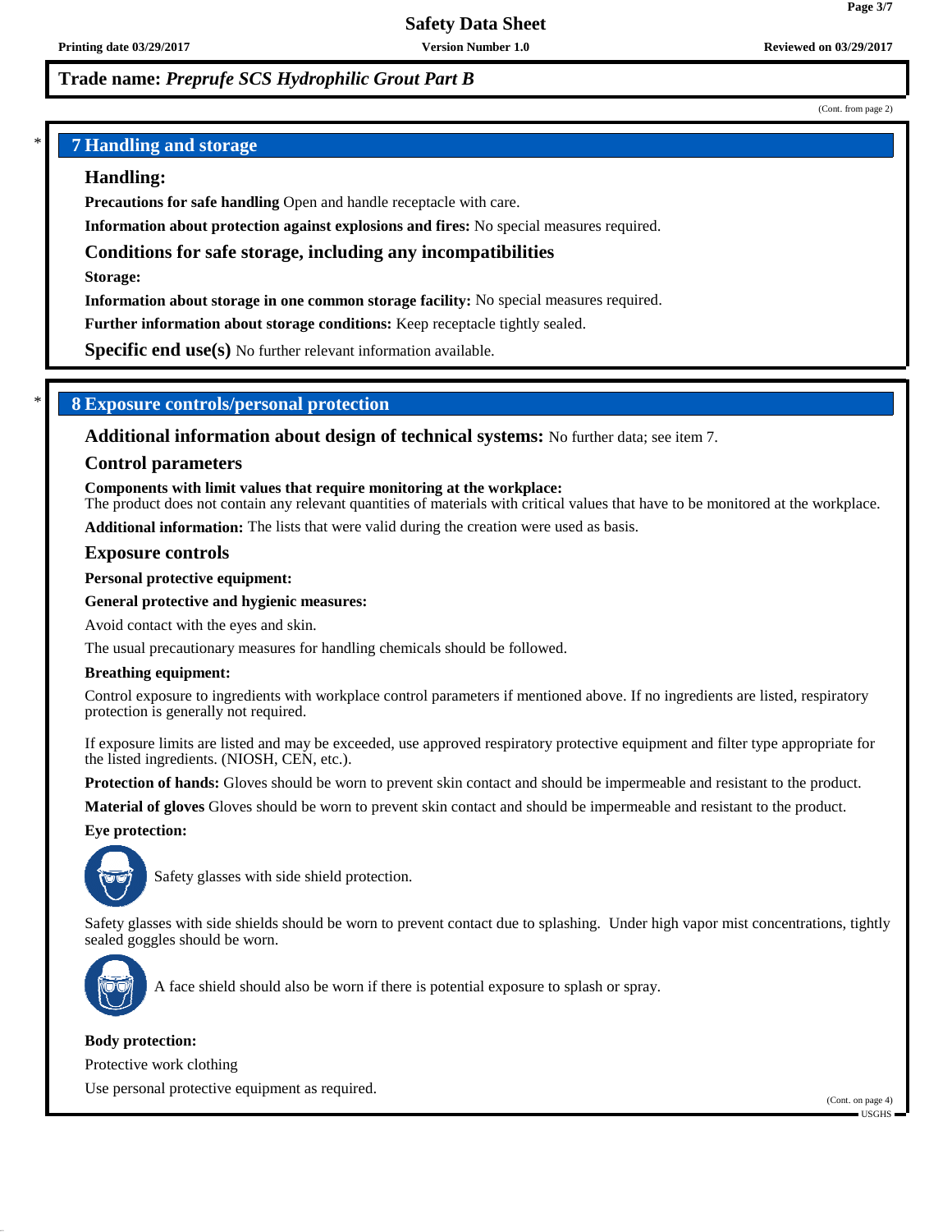**Trade name:** ***Preprufe SCS Hydrophilic Grout Part B***

(Cont. from page 2)

## 7 Handling and storage

### Handling:

**Precautions for safe handling** Open and handle receptacle with care.

**Information about protection against explosions and fires:** No special measures required.

### Conditions for safe storage, including any incompatibilities

**Storage:**

**Information about storage in one common storage facility:** No special measures required.

**Further information about storage conditions:** Keep receptacle tightly sealed.

**Specific end use(s)** No further relevant information available.

## 8 Exposure controls/personal protection

**Additional information about design of technical systems:** No further data; see item 7.

### Control parameters

**Components with limit values that require monitoring at the workplace:**
The product does not contain any relevant quantities of materials with critical values that have to be monitored at the workplace.

**Additional information:** The lists that were valid during the creation were used as basis.

### Exposure controls

**Personal protective equipment:**

**General protective and hygienic measures:**

Avoid contact with the eyes and skin.

The usual precautionary measures for handling chemicals should be followed.

**Breathing equipment:**

Control exposure to ingredients with workplace control parameters if mentioned above. If no ingredients are listed, respiratory protection is generally not required.

If exposure limits are listed and may be exceeded, use approved respiratory protective equipment and filter type appropriate for the listed ingredients. (NIOSH, CEN, etc.).

**Protection of hands:** Gloves should be worn to prevent skin contact and should be impermeable and resistant to the product.

**Material of gloves** Gloves should be worn to prevent skin contact and should be impermeable and resistant to the product.

**Eye protection:**

Safety glasses with side shield protection.

Safety glasses with side shields should be worn to prevent contact due to splashing. Under high vapor mist concentrations, tightly sealed goggles should be worn.

A face shield should also be worn if there is potential exposure to splash or spray.

**Body protection:**

Protective work clothing

Use personal protective equipment as required.

(Cont. on page 4)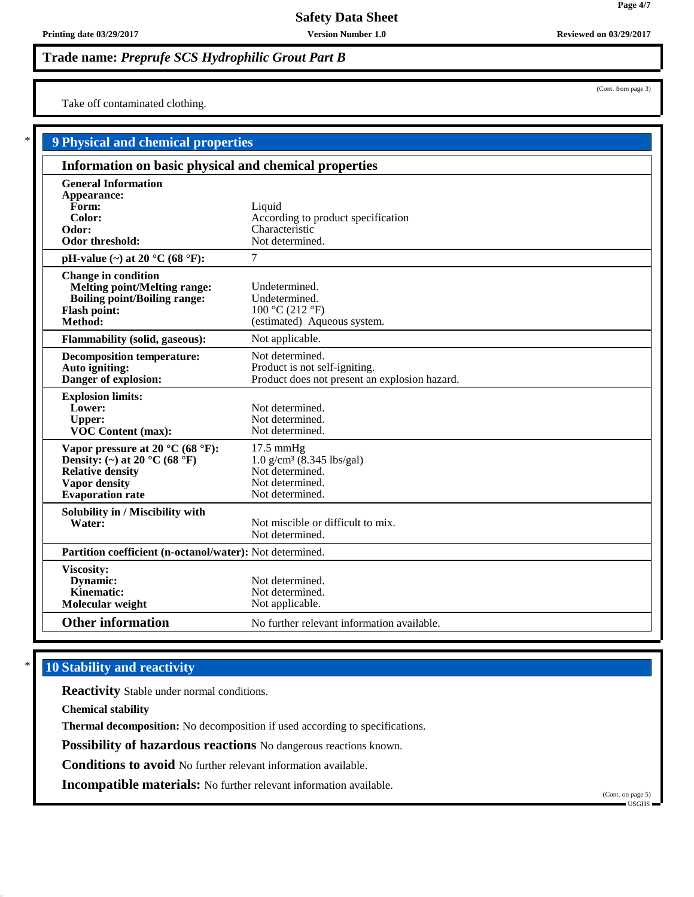**Trade name:** ***Preprufe SCS Hydrophilic Grout Part B***

(Cont. from page 3)

Take off contaminated clothing.

## 9 Physical and chemical properties

### Information on basic physical and chemical properties

| Property | Value |
|---|---|
| **General Information** | |
| **Appearance:** | |
| **Form:** | Liquid |
| **Color:** | According to product specification |
| **Odor:** | Characteristic |
| **Odor threshold:** | Not determined. |
| **pH-value (~) at 20 °C (68 °F):** | 7 |
| **Change in condition** | |
| **Melting point/Melting range:** | Undetermined. |
| **Boiling point/Boiling range:** | Undetermined. |
| **Flash point:** | 100 °C (212 °F) |
| **Method:** | (estimated) Aqueous system. |
| **Flammability (solid, gaseous):** | Not applicable. |
| **Decomposition temperature:** | Not determined. |
| **Auto igniting:** | Product is not self-igniting. |
| **Danger of explosion:** | Product does not present an explosion hazard. |
| **Explosion limits:** | |
| **Lower:** | Not determined. |
| **Upper:** | Not determined. |
| **VOC Content (max):** | Not determined. |
| **Vapor pressure at 20 °C (68 °F):** | 17.5 mmHg |
| **Density: (~) at 20 °C (68 °F)** | 1.0 g/cm³ (8.345 lbs/gal) |
| **Relative density** | Not determined. |
| **Vapor density** | Not determined. |
| **Evaporation rate** | Not determined. |
| **Solubility in / Miscibility with** | |
| **Water:** | Not miscible or difficult to mix. |
| | Not determined. |
| **Partition coefficient (n-octanol/water):** | Not determined. |
| **Viscosity:** | |
| **Dynamic:** | Not determined. |
| **Kinematic:** | Not determined. |
| **Molecular weight** | Not applicable. |
| **Other information** | No further relevant information available. |

## 10 Stability and reactivity

**Reactivity** Stable under normal conditions.

**Chemical stability**

**Thermal decomposition:** No decomposition if used according to specifications.

**Possibility of hazardous reactions** No dangerous reactions known.

**Conditions to avoid** No further relevant information available.

**Incompatible materials:** No further relevant information available.

(Cont. on page 5)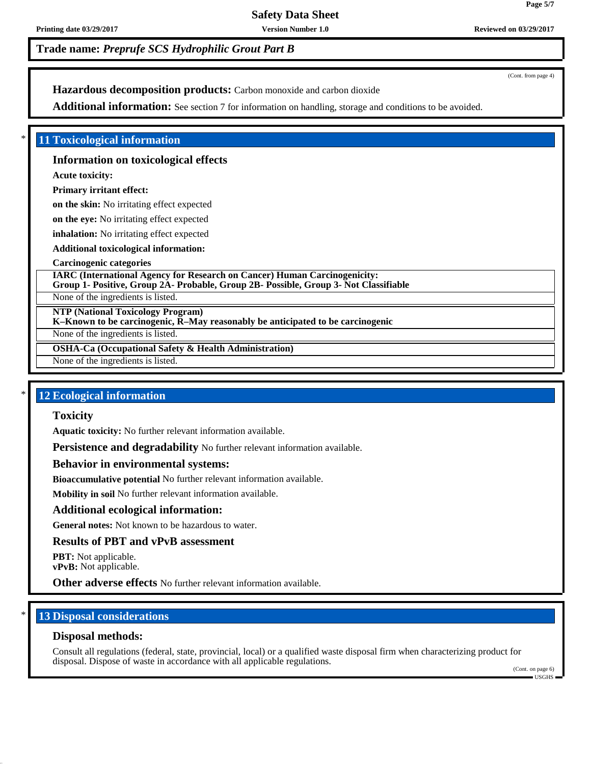**Trade name:** ***Preprufe SCS Hydrophilic Grout Part B***

(Cont. from page 4)

**Hazardous decomposition products:** Carbon monoxide and carbon dioxide

**Additional information:** See section 7 for information on handling, storage and conditions to be avoided.

## * 11 Toxicological information

### Information on toxicological effects

**Acute toxicity:**

**Primary irritant effect:**

**on the skin:** No irritating effect expected

**on the eye:** No irritating effect expected

**inhalation:** No irritating effect expected

**Additional toxicological information:**

**Carcinogenic categories**

| **IARC (International Agency for Research on Cancer) Human Carcinogenicity: Group 1- Positive, Group 2A- Probable, Group 2B- Possible, Group 3- Not Classifiable** |
|---|
| None of the ingredients is listed. |

| **NTP (National Toxicology Program) K–Known to be carcinogenic, R–May reasonably be anticipated to be carcinogenic** |
|---|
| None of the ingredients is listed. |

| **OSHA-Ca (Occupational Safety & Health Administration)** |
|---|
| None of the ingredients is listed. |

## * 12 Ecological information

### Toxicity

**Aquatic toxicity:** No further relevant information available.

**Persistence and degradability** No further relevant information available.

### Behavior in environmental systems:

**Bioaccumulative potential** No further relevant information available.

**Mobility in soil** No further relevant information available.

### Additional ecological information:

**General notes:** Not known to be hazardous to water.

### Results of PBT and vPvB assessment

**PBT:** Not applicable.
**vPvB:** Not applicable.

**Other adverse effects** No further relevant information available.

## * 13 Disposal considerations

### Disposal methods:

Consult all regulations (federal, state, provincial, local) or a qualified waste disposal firm when characterizing product for disposal. Dispose of waste in accordance with all applicable regulations.

(Cont. on page 6)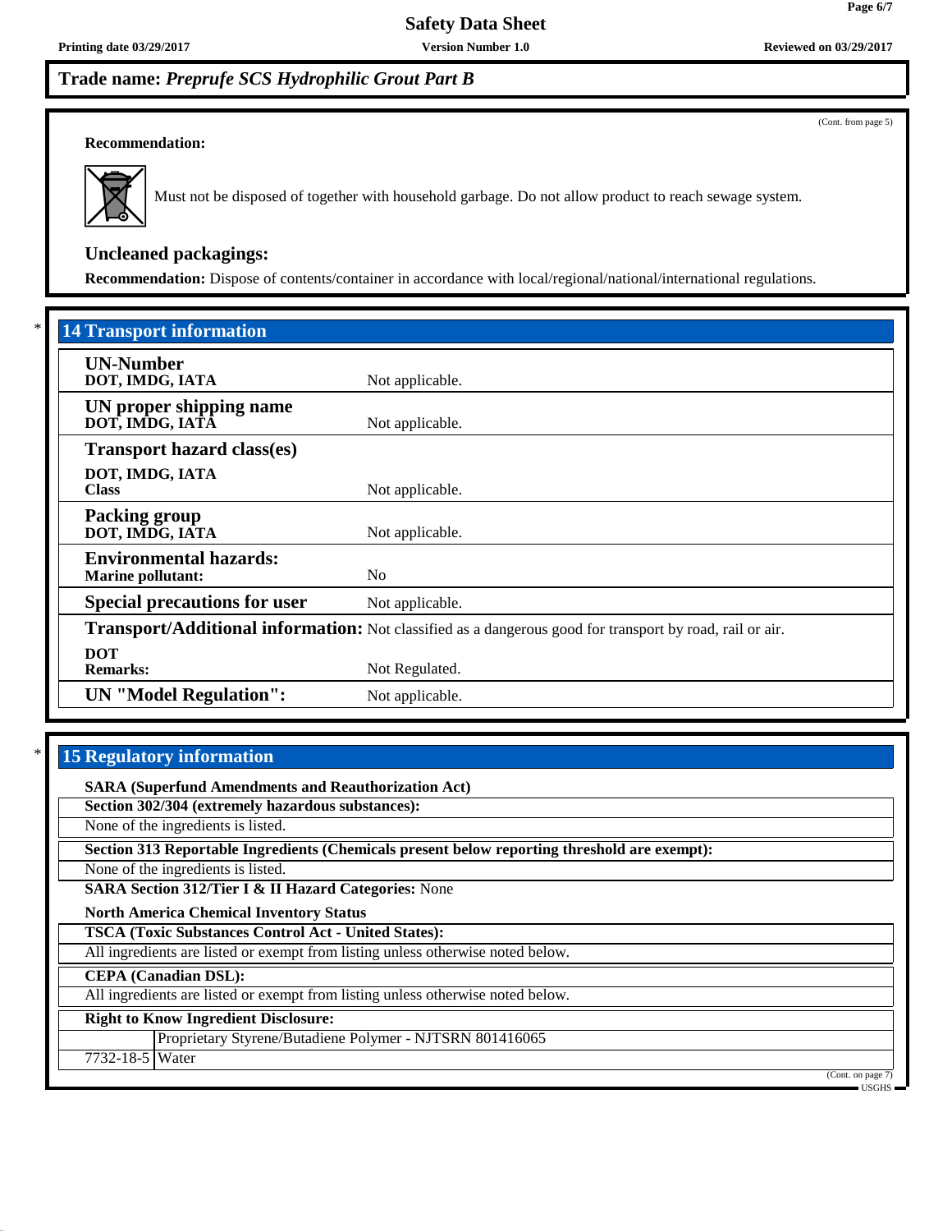## Trade name: *Preprufe SCS Hydrophilic Grout Part B*

(Cont. from page 5)

**Recommendation:**

Must not be disposed of together with household garbage. Do not allow product to reach sewage system.

### Uncleaned packagings:

**Recommendation:** Dispose of contents/container in accordance with local/regional/national/international regulations.

## * 14 Transport information

| | |
|---|---|
| **UN-Number**<br>**DOT, IMDG, IATA** | Not applicable. |
| **UN proper shipping name**<br>**DOT, IMDG, IATA** | Not applicable. |
| **Transport hazard class(es)**<br>**DOT, IMDG, IATA**<br>**Class** | Not applicable. |
| **Packing group**<br>**DOT, IMDG, IATA** | Not applicable. |
| **Environmental hazards:**<br>**Marine pollutant:** | No |
| **Special precautions for user** | Not applicable. |
| **Transport/Additional information:** | Not classified as a dangerous good for transport by road, rail or air. |
| **DOT**<br>**Remarks:** | Not Regulated. |
| **UN "Model Regulation":** | Not applicable. |

## * 15 Regulatory information

**SARA (Superfund Amendments and Reauthorization Act)**

**Section 302/304 (extremely hazardous substances):**

None of the ingredients is listed.

**Section 313 Reportable Ingredients (Chemicals present below reporting threshold are exempt):**

None of the ingredients is listed.

**SARA Section 312/Tier I & II Hazard Categories:** None

**North America Chemical Inventory Status**

**TSCA (Toxic Substances Control Act - United States):**

All ingredients are listed or exempt from listing unless otherwise noted below.

**CEPA (Canadian DSL):**

All ingredients are listed or exempt from listing unless otherwise noted below.

**Right to Know Ingredient Disclosure:**

| | |
|---|---|
| | Proprietary Styrene/Butadiene Polymer - NJTSRN 801416065 |
| 7732-18-5 | Water |

(Cont. on page 7)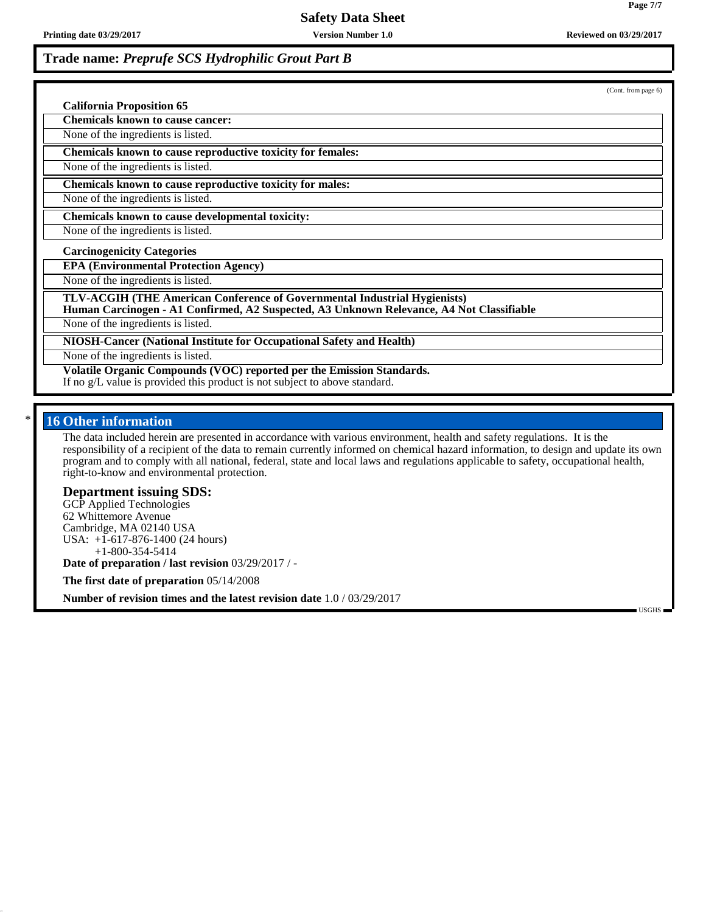**Trade name: *Preprufe SCS Hydrophilic Grout Part B***

(Cont. from page 6)

**California Proposition 65**

**Chemicals known to cause cancer:**

None of the ingredients is listed.

**Chemicals known to cause reproductive toxicity for females:**

None of the ingredients is listed.

**Chemicals known to cause reproductive toxicity for males:**

None of the ingredients is listed.

**Chemicals known to cause developmental toxicity:**

None of the ingredients is listed.

**Carcinogenicity Categories**

**EPA (Environmental Protection Agency)**

None of the ingredients is listed.

**TLV-ACGIH (THE American Conference of Governmental Industrial Hygienists)**
**Human Carcinogen - A1 Confirmed, A2 Suspected, A3 Unknown Relevance, A4 Not Classifiable**

None of the ingredients is listed.

**NIOSH-Cancer (National Institute for Occupational Safety and Health)**

None of the ingredients is listed.

**Volatile Organic Compounds (VOC) reported per the Emission Standards.**
If no g/L value is provided this product is not subject to above standard.

## * 16 Other information

The data included herein are presented in accordance with various environment, health and safety regulations. It is the responsibility of a recipient of the data to remain currently informed on chemical hazard information, to design and update its own program and to comply with all national, federal, state and local laws and regulations applicable to safety, occupational health, right-to-know and environmental protection.

### Department issuing SDS:

GCP Applied Technologies
62 Whittemore Avenue
Cambridge, MA 02140 USA
USA: +1-617-876-1400 (24 hours)
+1-800-354-5414

**Date of preparation / last revision** 03/29/2017 / -

**The first date of preparation** 05/14/2008

**Number of revision times and the latest revision date** 1.0 / 03/29/2017